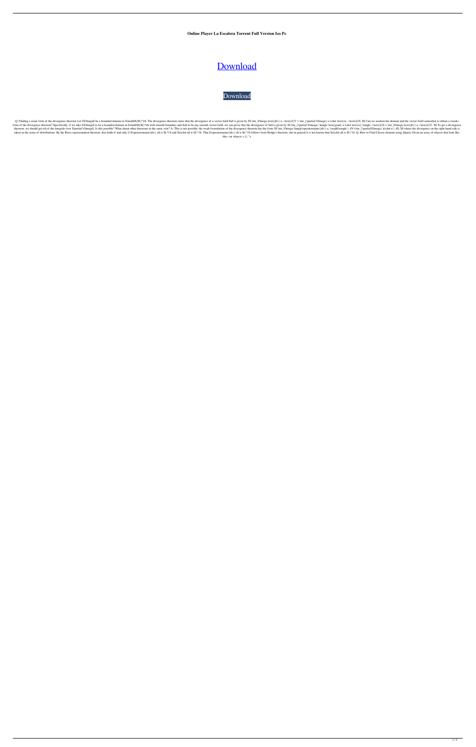**Online Player La Escalera Torrent Full Version Iso Pc**

# [Download](#)

Download

Q: Finding a weak form of the divergence theorem Let $\Omega$ be a bounded domain in $\mathbb{R}^n$. The divergence theorem states that the divergence of a vector field $u$ is given by $$ \int_\Omega \text{div} u ~\text{d}V = \int_{\partial \Omega} u \cdot \text{n} ~\text{d}S. $$ Can we weaken the domain and the vector field somewhat to obtain a (weak) form of the divergence theorem? Specifically, if we take $\Omega$ to be a bounded domain in $\mathbb{R}^n$ with smooth boundary and $u$ to be any smooth vector field, we can prove that the divergence of $u$ is given by $$ \int_{\partial \Omega} \langle \text{grad} u \cdot \text{n} \rangle ~\text{d}S = \int_\Omega \text{div} u ~\text{d}V. $$ To get a divergence theorem, we should get rid of the integrals over $\partial \Omega$. Is this possible? What about other theorems in the same vein? A: This is not possible: the weak formulation of the divergence theorem has the form $$ \int_\Omega \langle\operatorname{div} u, \varphi\rangle \, dV=\int_{\partial\Omega} u\cdot n \, dS, $$ where the divergence on the right-hand side is taken in the sense of distributions. By the Riesz representation theorem, this holds if and only if $\operatorname{div} u$ is $L^1$ and $u\cdot n$ is $L^1$. That $\operatorname{div} u$ is $L^1$ follows from Hodge's theorem, but in general it is not known that $u\cdot n$ is $L^1$. Q: How to Find Closest element using jQuery Given an array of objects that look like this: var objects = [{ "x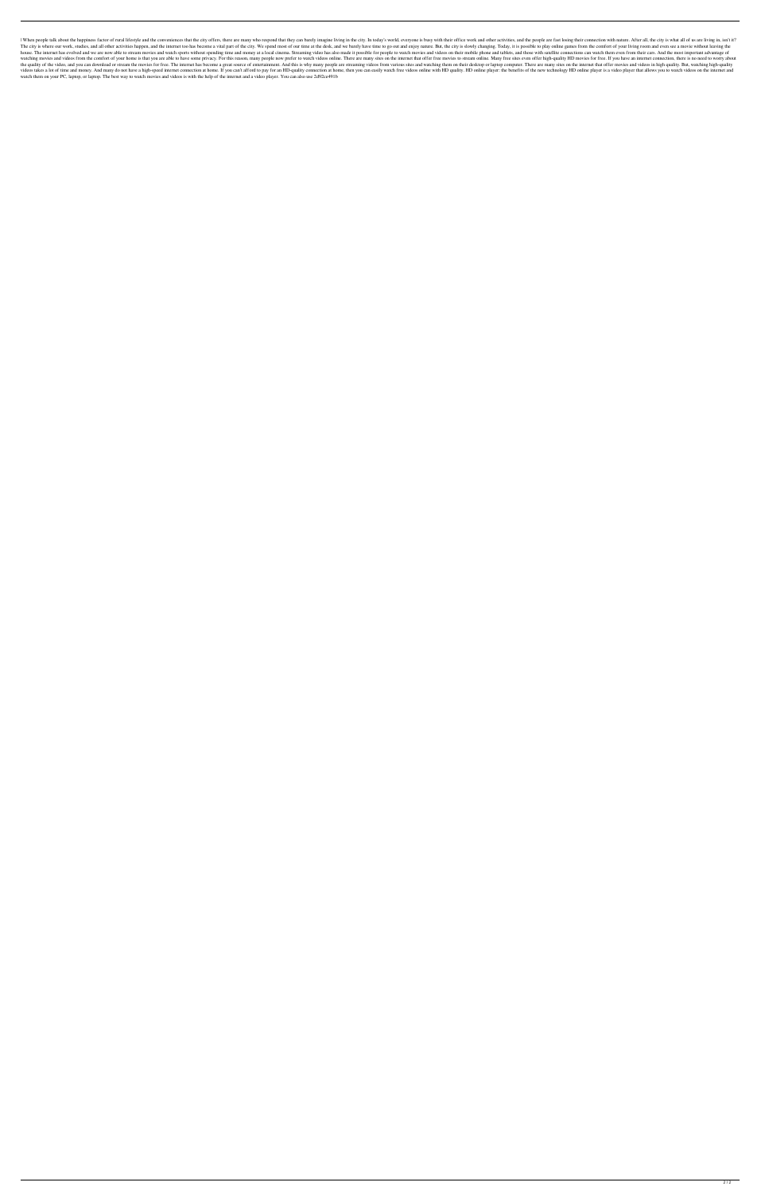| When people talk about the happiness factor of rural lifestyle and the conveniences that the city offers, there are many who respond that they can barely imagine living in the city. In today's world, everyone is busy with their office work and other activities, and the people are fast losing their connection with nature. After all, the city is what all of us are living in, isn't it? The city is where our work, studies, and all other activities happen, and the internet too has become a vital part of the city. We spend most of our time at the desk, and we barely have time to go out and enjoy nature. But, the city is slowly changing. Today, it is possible to play online games from the comfort of your living room and even see a movie without leaving the house. The internet has evolved and we are now able to stream movies and watch sports without spending time and money at a local cinema. Streaming video has also made it possible for people to watch movies and videos on their mobile phone and tablets, and those with satellite connections can watch them even from their cars. And the most important advantage of watching movies and videos from the comfort of your home is that you are able to have some privacy. For this reason, many people now prefer to watch videos online. There are many sites on the internet that offer free movies to stream online. Many free sites even offer high-quality HD movies for free. If you have an internet connection, there is no need to worry about the quality of the video, and you can download or stream the movies for free. The internet has become a great source of entertainment. And this is why many people are streaming videos from various sites and watching them on their desktop or laptop computer. There are many sites on the internet that offer movies and videos in high quality. But, watching high-quality videos takes a lot of time and money. And many do not have a high-speed internet connection at home. If you can't afford to pay for an HD-quality connection at home, then you can easily watch free videos online with HD quality. HD online player: the benefits of the new technology HD online player is a video player that allows you to watch videos on the internet and watch them on your PC, laptop, or laptop. The best way to watch movies and videos is with the help of the internet and a video player. You can also use 2d92ce491b